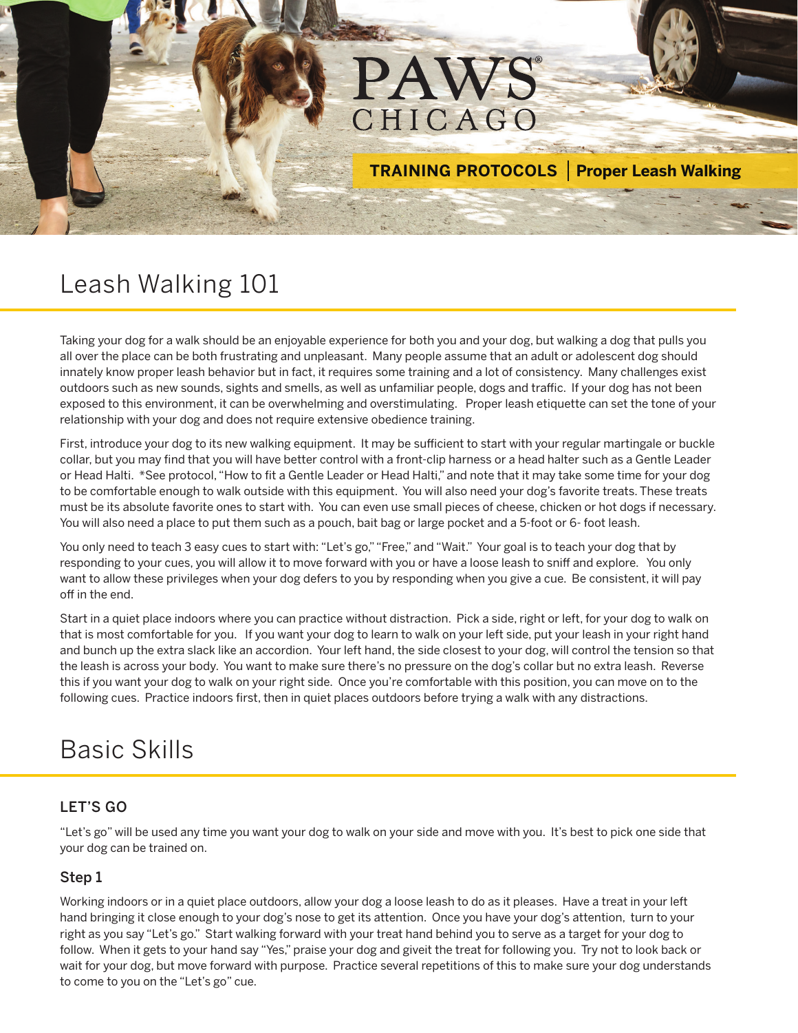PAWS® CHICAGO

**TRAINING PROTOCOLS | Proper Leash Walking**

# Leash Walking 101

Taking your dog for a walk should be an enjoyable experience for both you and your dog, but walking a dog that pulls you all over the place can be both frustrating and unpleasant. Many people assume that an adult or adolescent dog should innately know proper leash behavior but in fact, it requires some training and a lot of consistency. Many challenges exist outdoors such as new sounds, sights and smells, as well as unfamiliar people, dogs and traffic. If your dog has not been exposed to this environment, it can be overwhelming and overstimulating. Proper leash etiquette can set the tone of your relationship with your dog and does not require extensive obedience training.

First, introduce your dog to its new walking equipment. It may be sufficient to start with your regular martingale or buckle collar, but you may find that you will have better control with a front-clip harness or a head halter such as a Gentle Leader or Head Halti. *See protocol, "How to fit a Gentle Leader or Head Halti," and note that it may take some time for your dog to be comfortable enough to walk outside with this equipment. You will also need your dog's favorite treats. These treats must be its absolute favorite ones to start with. You can even use small pieces of cheese, chicken or hot dogs if necessary. You will also need a place to put them such as a pouch, bait bag or large pocket and a 5-foot or 6- foot leash.

You only need to teach 3 easy cues to start with: "Let's go," "Free," and "Wait." Your goal is to teach your dog that by responding to your cues, you will allow it to move forward with you or have a loose leash to sniff and explore. You only want to allow these privileges when your dog defers to you by responding when you give a cue. Be consistent, it will pay off in the end.

Start in a quiet place indoors where you can practice without distraction. Pick a side, right or left, for your dog to walk on that is most comfortable for you. If you want your dog to learn to walk on your left side, put your leash in your right hand and bunch up the extra slack like an accordion. Your left hand, the side closest to your dog, will control the tension so that the leash is across your body. You want to make sure there's no pressure on the dog's collar but no extra leash. Reverse this if you want your dog to walk on your right side. Once you're comfortable with this position, you can move on to the following cues. Practice indoors first, then in quiet places outdoors before trying a walk with any distractions.

# Basic Skills

## LET'S GO

"Let's go" will be used any time you want your dog to walk on your side and move with you. It's best to pick one side that your dog can be trained on.

### Step 1

Working indoors or in a quiet place outdoors, allow your dog a loose leash to do as it pleases. Have a treat in your left hand bringing it close enough to your dog's nose to get its attention. Once you have your dog's attention, turn to your right as you say "Let's go." Start walking forward with your treat hand behind you to serve as a target for your dog to follow. When it gets to your hand say "Yes," praise your dog and giveit the treat for following you. Try not to look back or wait for your dog, but move forward with purpose. Practice several repetitions of this to make sure your dog understands to come to you on the "Let's go" cue.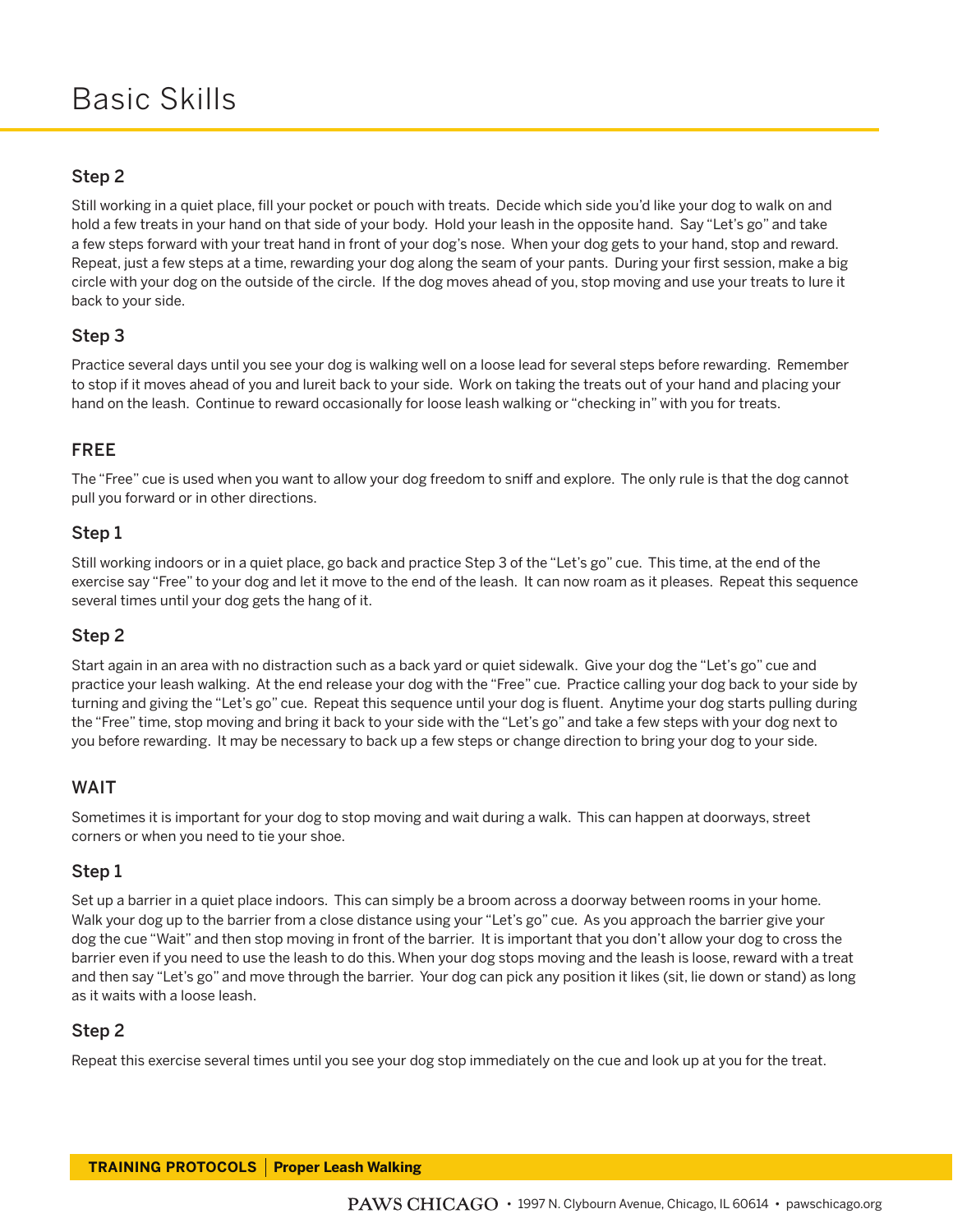# Basic Skills

### Step 2

Still working in a quiet place, fill your pocket or pouch with treats. Decide which side you'd like your dog to walk on and hold a few treats in your hand on that side of your body. Hold your leash in the opposite hand. Say "Let's go" and take a few steps forward with your treat hand in front of your dog's nose. When your dog gets to your hand, stop and reward. Repeat, just a few steps at a time, rewarding your dog along the seam of your pants. During your first session, make a big circle with your dog on the outside of the circle. If the dog moves ahead of you, stop moving and use your treats to lure it back to your side.

### Step 3

Practice several days until you see your dog is walking well on a loose lead for several steps before rewarding. Remember to stop if it moves ahead of you and lureit back to your side. Work on taking the treats out of your hand and placing your hand on the leash. Continue to reward occasionally for loose leash walking or "checking in" with you for treats.

## FREE

The "Free" cue is used when you want to allow your dog freedom to sniff and explore. The only rule is that the dog cannot pull you forward or in other directions.

### Step 1

Still working indoors or in a quiet place, go back and practice Step 3 of the "Let's go" cue. This time, at the end of the exercise say "Free" to your dog and let it move to the end of the leash. It can now roam as it pleases. Repeat this sequence several times until your dog gets the hang of it.

### Step 2

Start again in an area with no distraction such as a back yard or quiet sidewalk. Give your dog the "Let's go" cue and practice your leash walking. At the end release your dog with the "Free" cue. Practice calling your dog back to your side by turning and giving the "Let's go" cue. Repeat this sequence until your dog is fluent. Anytime your dog starts pulling during the "Free" time, stop moving and bring it back to your side with the "Let's go" and take a few steps with your dog next to you before rewarding. It may be necessary to back up a few steps or change direction to bring your dog to your side.

## WAIT

Sometimes it is important for your dog to stop moving and wait during a walk. This can happen at doorways, street corners or when you need to tie your shoe.

### Step 1

Set up a barrier in a quiet place indoors. This can simply be a broom across a doorway between rooms in your home. Walk your dog up to the barrier from a close distance using your "Let's go" cue. As you approach the barrier give your dog the cue "Wait" and then stop moving in front of the barrier. It is important that you don't allow your dog to cross the barrier even if you need to use the leash to do this. When your dog stops moving and the leash is loose, reward with a treat and then say "Let's go" and move through the barrier. Your dog can pick any position it likes (sit, lie down or stand) as long as it waits with a loose leash.

### Step 2

Repeat this exercise several times until you see your dog stop immediately on the cue and look up at you for the treat.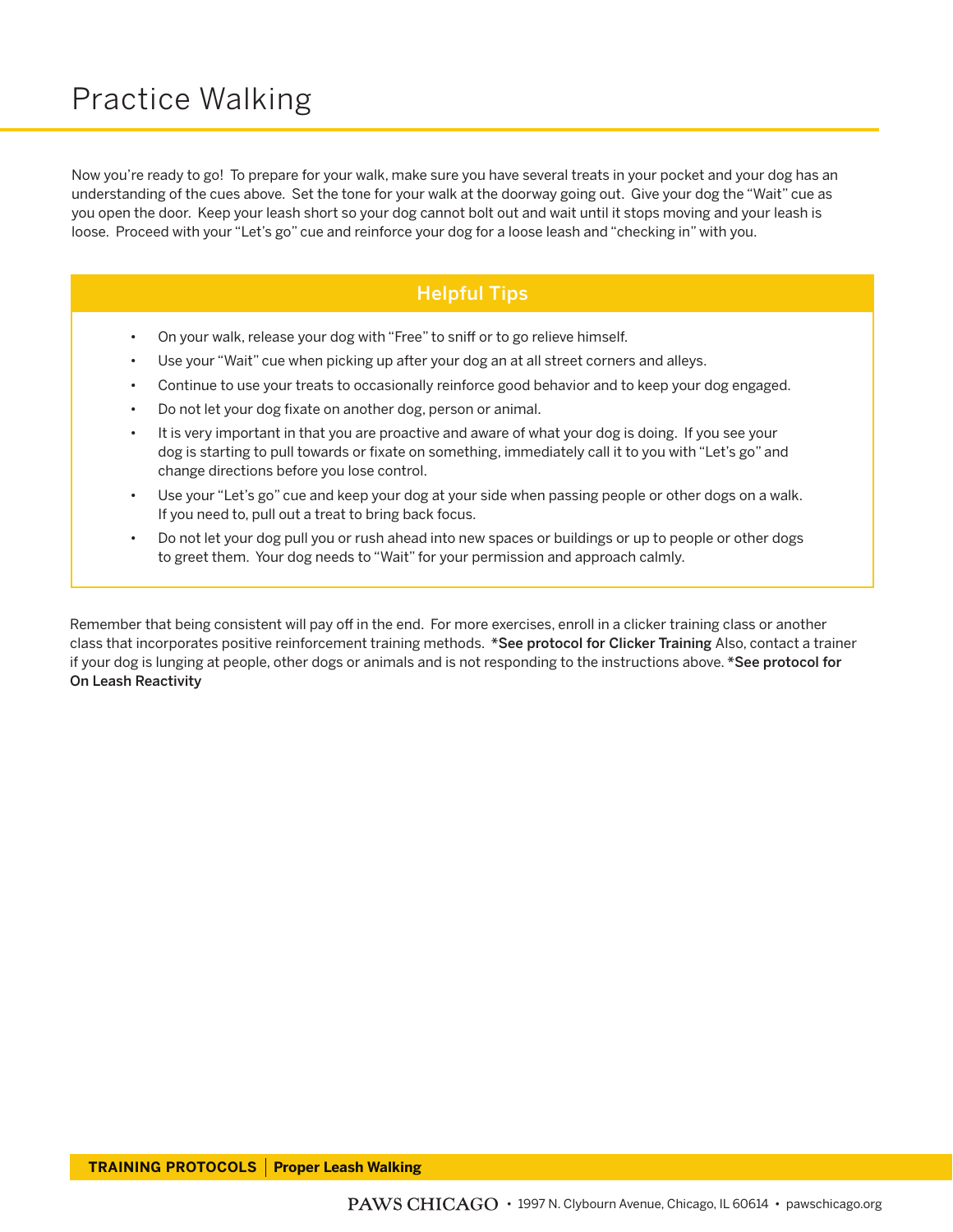# Practice Walking

Now you're ready to go! To prepare for your walk, make sure you have several treats in your pocket and your dog has an understanding of the cues above. Set the tone for your walk at the doorway going out. Give your dog the "Wait" cue as you open the door. Keep your leash short so your dog cannot bolt out and wait until it stops moving and your leash is loose. Proceed with your "Let's go" cue and reinforce your dog for a loose leash and "checking in" with you.

## Helpful Tips

- On your walk, release your dog with "Free" to sniff or to go relieve himself.
- Use your "Wait" cue when picking up after your dog an at all street corners and alleys.
- Continue to use your treats to occasionally reinforce good behavior and to keep your dog engaged.
- Do not let your dog fixate on another dog, person or animal.
- It is very important in that you are proactive and aware of what your dog is doing. If you see your dog is starting to pull towards or fixate on something, immediately call it to you with "Let's go" and change directions before you lose control.
- Use your "Let's go" cue and keep your dog at your side when passing people or other dogs on a walk. If you need to, pull out a treat to bring back focus.
- Do not let your dog pull you or rush ahead into new spaces or buildings or up to people or other dogs to greet them. Your dog needs to "Wait" for your permission and approach calmly.

Remember that being consistent will pay off in the end. For more exercises, enroll in a clicker training class or another class that incorporates positive reinforcement training methods. **\*See protocol for Clicker Training** Also, contact a trainer if your dog is lunging at people, other dogs or animals and is not responding to the instructions above. **\*See protocol for On Leash Reactivity**